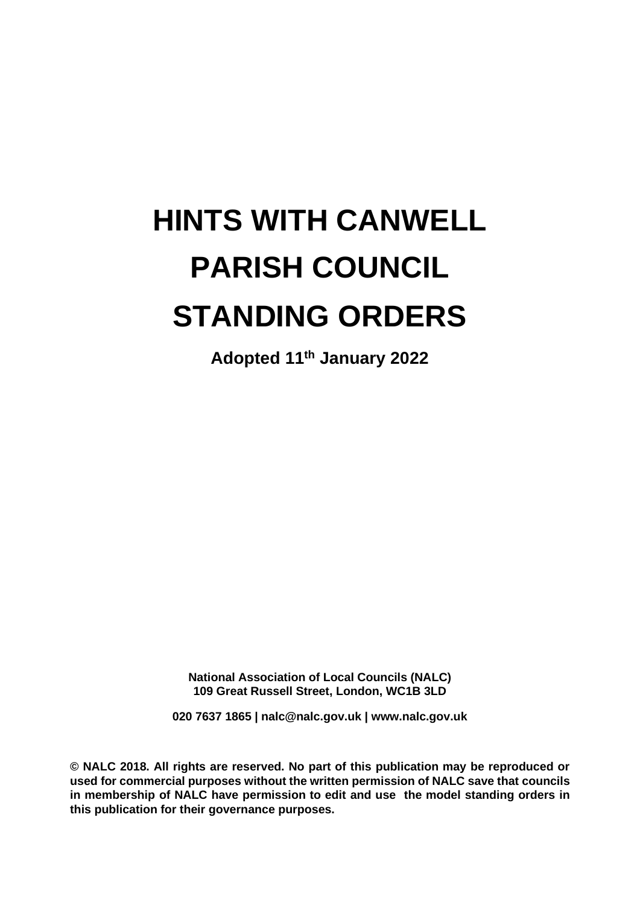# HINTS WITH CANWELL PARISH COUNCIL STANDING ORDERS

**Adopted 11th January 2022**

**National Association of Local Councils (NALC)**
**109 Great Russell Street, London, WC1B 3LD**

**020 7637 1865 | nalc@nalc.gov.uk | www.nalc.gov.uk**

**© NALC 2018. All rights are reserved. No part of this publication may be reproduced or used for commercial purposes without the written permission of NALC save that councils in membership of NALC have permission to edit and use the model standing orders in this publication for their governance purposes.**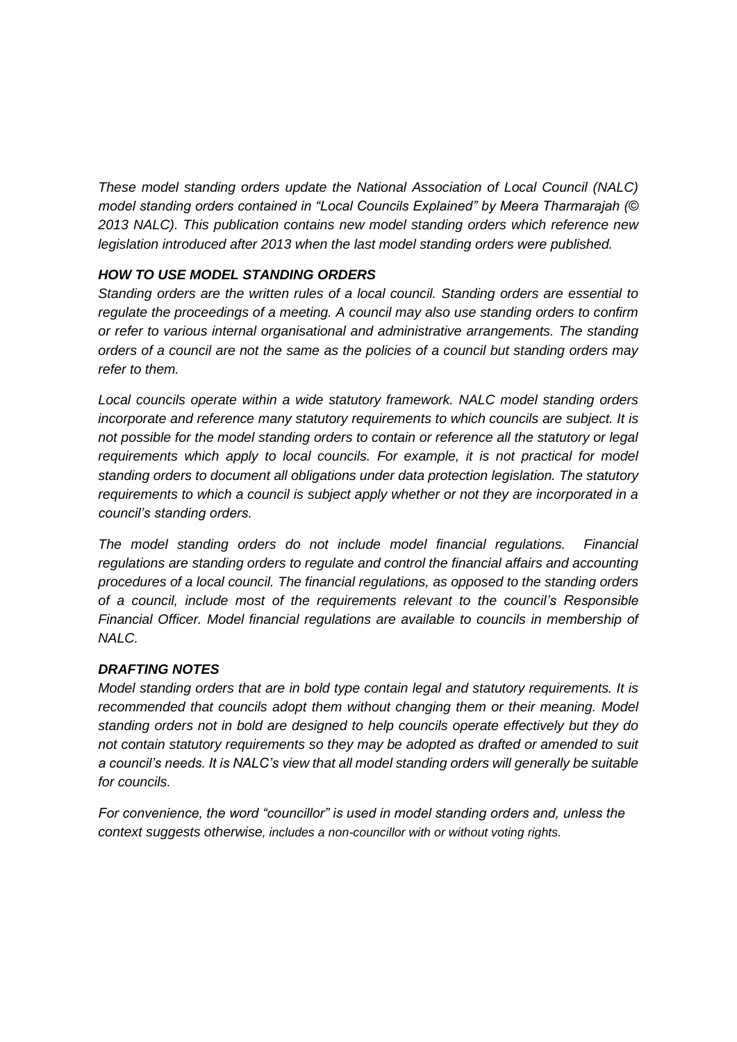*These model standing orders update the National Association of Local Council (NALC) model standing orders contained in "Local Councils Explained" by Meera Tharmarajah (© 2013 NALC). This publication contains new model standing orders which reference new legislation introduced after 2013 when the last model standing orders were published.*

***HOW TO USE MODEL STANDING ORDERS***

*Standing orders are the written rules of a local council. Standing orders are essential to regulate the proceedings of a meeting. A council may also use standing orders to confirm or refer to various internal organisational and administrative arrangements. The standing orders of a council are not the same as the policies of a council but standing orders may refer to them.*

*Local councils operate within a wide statutory framework. NALC model standing orders incorporate and reference many statutory requirements to which councils are subject. It is not possible for the model standing orders to contain or reference all the statutory or legal requirements which apply to local councils. For example, it is not practical for model standing orders to document all obligations under data protection legislation. The statutory requirements to which a council is subject apply whether or not they are incorporated in a council's standing orders.*

*The model standing orders do not include model financial regulations. Financial regulations are standing orders to regulate and control the financial affairs and accounting procedures of a local council. The financial regulations, as opposed to the standing orders of a council, include most of the requirements relevant to the council's Responsible Financial Officer. Model financial regulations are available to councils in membership of NALC.*

***DRAFTING NOTES***

*Model standing orders that are in bold type contain legal and statutory requirements. It is recommended that councils adopt them without changing them or their meaning. Model standing orders not in bold are designed to help councils operate effectively but they do not contain statutory requirements so they may be adopted as drafted or amended to suit a council's needs. It is NALC's view that all model standing orders will generally be suitable for councils.*

*For convenience, the word "councillor" is used in model standing orders and, unless the context suggests otherwise, includes a non-councillor with or without voting rights.*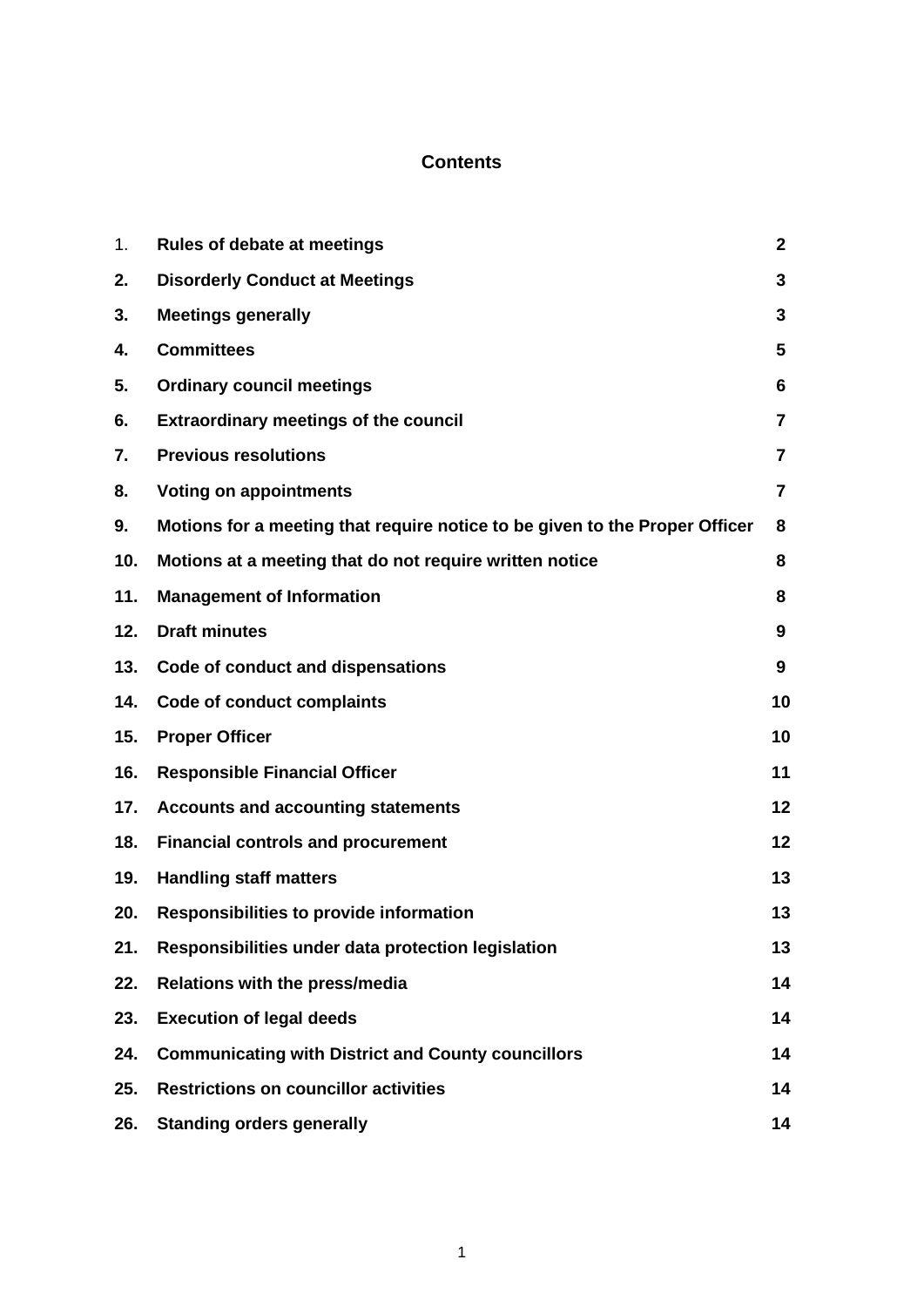# Contents

| | | |
|---|---|---|
| 1. | **Rules of debate at meetings** | **2** |
| **2.** | **Disorderly Conduct at Meetings** | **3** |
| **3.** | **Meetings generally** | **3** |
| **4.** | **Committees** | **5** |
| **5.** | **Ordinary council meetings** | **6** |
| **6.** | **Extraordinary meetings of the council** | **7** |
| **7.** | **Previous resolutions** | **7** |
| **8.** | **Voting on appointments** | **7** |
| **9.** | **Motions for a meeting that require notice to be given to the Proper Officer** | **8** |
| **10.** | **Motions at a meeting that do not require written notice** | **8** |
| **11.** | **Management of Information** | **8** |
| **12.** | **Draft minutes** | **9** |
| **13.** | **Code of conduct and dispensations** | **9** |
| **14.** | **Code of conduct complaints** | **10** |
| **15.** | **Proper Officer** | **10** |
| **16.** | **Responsible Financial Officer** | **11** |
| **17.** | **Accounts and accounting statements** | **12** |
| **18.** | **Financial controls and procurement** | **12** |
| **19.** | **Handling staff matters** | **13** |
| **20.** | **Responsibilities to provide information** | **13** |
| **21.** | **Responsibilities under data protection legislation** | **13** |
| **22.** | **Relations with the press/media** | **14** |
| **23.** | **Execution of legal deeds** | **14** |
| **24.** | **Communicating with District and County councillors** | **14** |
| **25.** | **Restrictions on councillor activities** | **14** |
| **26.** | **Standing orders generally** | **14** |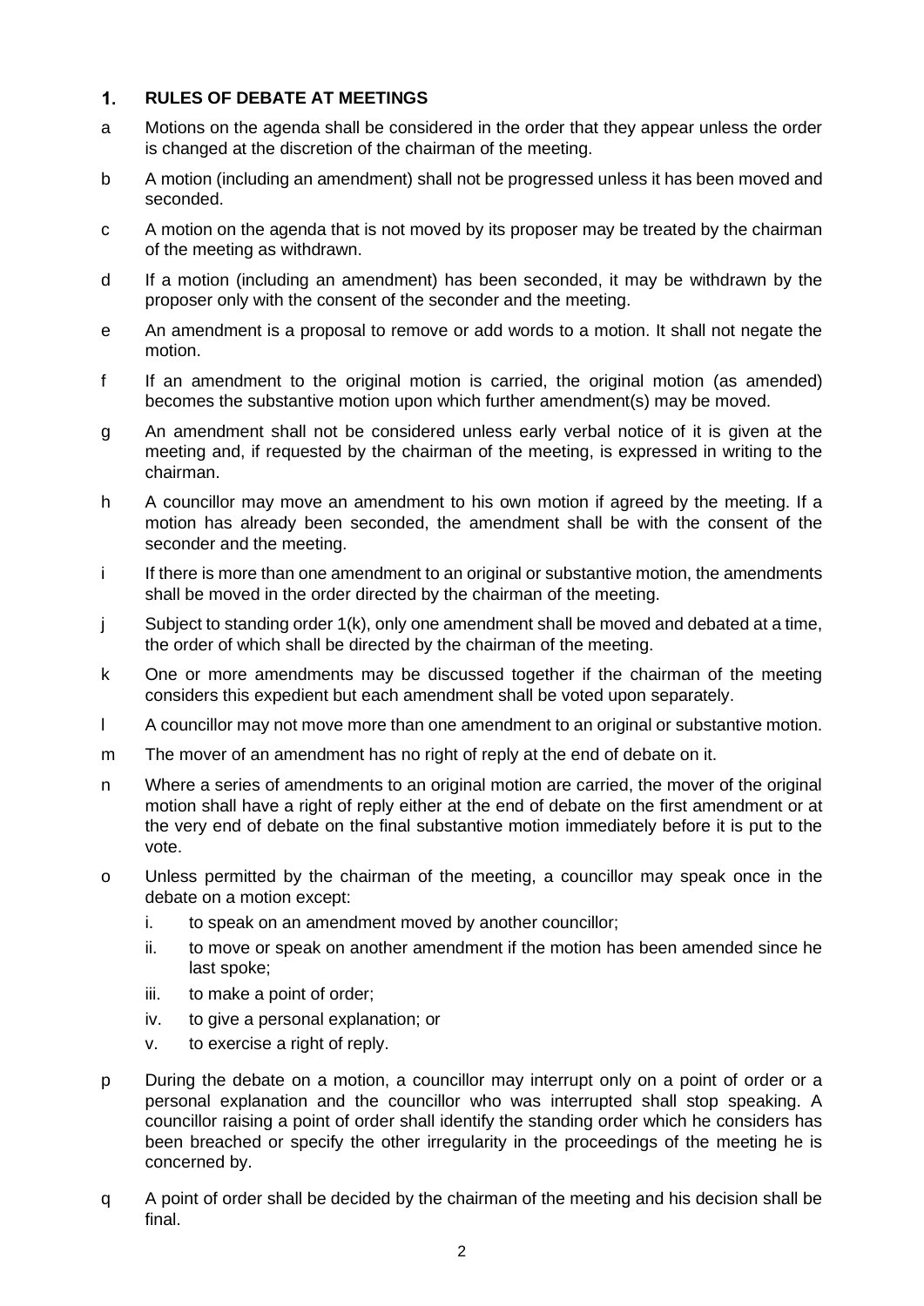## 1. RULES OF DEBATE AT MEETINGS

a Motions on the agenda shall be considered in the order that they appear unless the order is changed at the discretion of the chairman of the meeting.

b A motion (including an amendment) shall not be progressed unless it has been moved and seconded.

c A motion on the agenda that is not moved by its proposer may be treated by the chairman of the meeting as withdrawn.

d If a motion (including an amendment) has been seconded, it may be withdrawn by the proposer only with the consent of the seconder and the meeting.

e An amendment is a proposal to remove or add words to a motion. It shall not negate the motion.

f If an amendment to the original motion is carried, the original motion (as amended) becomes the substantive motion upon which further amendment(s) may be moved.

g An amendment shall not be considered unless early verbal notice of it is given at the meeting and, if requested by the chairman of the meeting, is expressed in writing to the chairman.

h A councillor may move an amendment to his own motion if agreed by the meeting. If a motion has already been seconded, the amendment shall be with the consent of the seconder and the meeting.

i If there is more than one amendment to an original or substantive motion, the amendments shall be moved in the order directed by the chairman of the meeting.

j Subject to standing order 1(k), only one amendment shall be moved and debated at a time, the order of which shall be directed by the chairman of the meeting.

k One or more amendments may be discussed together if the chairman of the meeting considers this expedient but each amendment shall be voted upon separately.

l A councillor may not move more than one amendment to an original or substantive motion.

m The mover of an amendment has no right of reply at the end of debate on it.

n Where a series of amendments to an original motion are carried, the mover of the original motion shall have a right of reply either at the end of debate on the first amendment or at the very end of debate on the final substantive motion immediately before it is put to the vote.

o Unless permitted by the chairman of the meeting, a councillor may speak once in the debate on a motion except:

   i. to speak on an amendment moved by another councillor;
   ii. to move or speak on another amendment if the motion has been amended since he last spoke;
   iii. to make a point of order;
   iv. to give a personal explanation; or
   v. to exercise a right of reply.

p During the debate on a motion, a councillor may interrupt only on a point of order or a personal explanation and the councillor who was interrupted shall stop speaking. A councillor raising a point of order shall identify the standing order which he considers has been breached or specify the other irregularity in the proceedings of the meeting he is concerned by.

q A point of order shall be decided by the chairman of the meeting and his decision shall be final.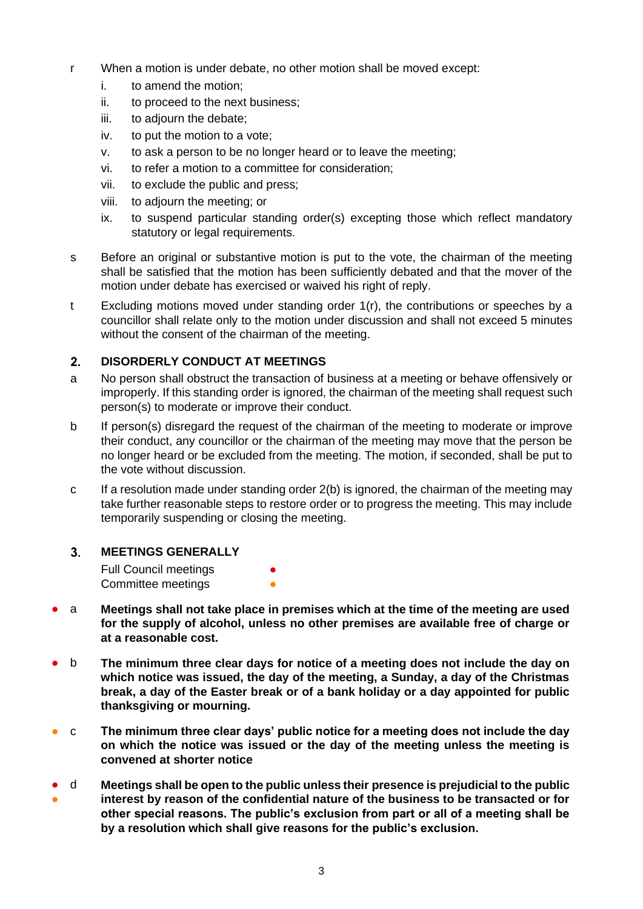r When a motion is under debate, no other motion shall be moved except:

i. to amend the motion;
ii. to proceed to the next business;
iii. to adjourn the debate;
iv. to put the motion to a vote;
v. to ask a person to be no longer heard or to leave the meeting;
vi. to refer a motion to a committee for consideration;
vii. to exclude the public and press;
viii. to adjourn the meeting; or
ix. to suspend particular standing order(s) excepting those which reflect mandatory statutory or legal requirements.

s Before an original or substantive motion is put to the vote, the chairman of the meeting shall be satisfied that the motion has been sufficiently debated and that the mover of the motion under debate has exercised or waived his right of reply.

t Excluding motions moved under standing order 1(r), the contributions or speeches by a councillor shall relate only to the motion under discussion and shall not exceed 5 minutes without the consent of the chairman of the meeting.

## 2. DISORDERLY CONDUCT AT MEETINGS

a No person shall obstruct the transaction of business at a meeting or behave offensively or improperly. If this standing order is ignored, the chairman of the meeting shall request such person(s) to moderate or improve their conduct.

b If person(s) disregard the request of the chairman of the meeting to moderate or improve their conduct, any councillor or the chairman of the meeting may move that the person be no longer heard or be excluded from the meeting. The motion, if seconded, shall be put to the vote without discussion.

c If a resolution made under standing order 2(b) is ignored, the chairman of the meeting may take further reasonable steps to restore order or to progress the meeting. This may include temporarily suspending or closing the meeting.

## 3. MEETINGS GENERALLY

Full Council meetings ●
Committee meetings ●

● a **Meetings shall not take place in premises which at the time of the meeting are used for the supply of alcohol, unless no other premises are available free of charge or at a reasonable cost.**

● b **The minimum three clear days for notice of a meeting does not include the day on which notice was issued, the day of the meeting, a Sunday, a day of the Christmas break, a day of the Easter break or of a bank holiday or a day appointed for public thanksgiving or mourning.**

● c **The minimum three clear days' public notice for a meeting does not include the day on which the notice was issued or the day of the meeting unless the meeting is convened at shorter notice**

● ● d **Meetings shall be open to the public unless their presence is prejudicial to the public interest by reason of the confidential nature of the business to be transacted or for other special reasons. The public's exclusion from part or all of a meeting shall be by a resolution which shall give reasons for the public's exclusion.**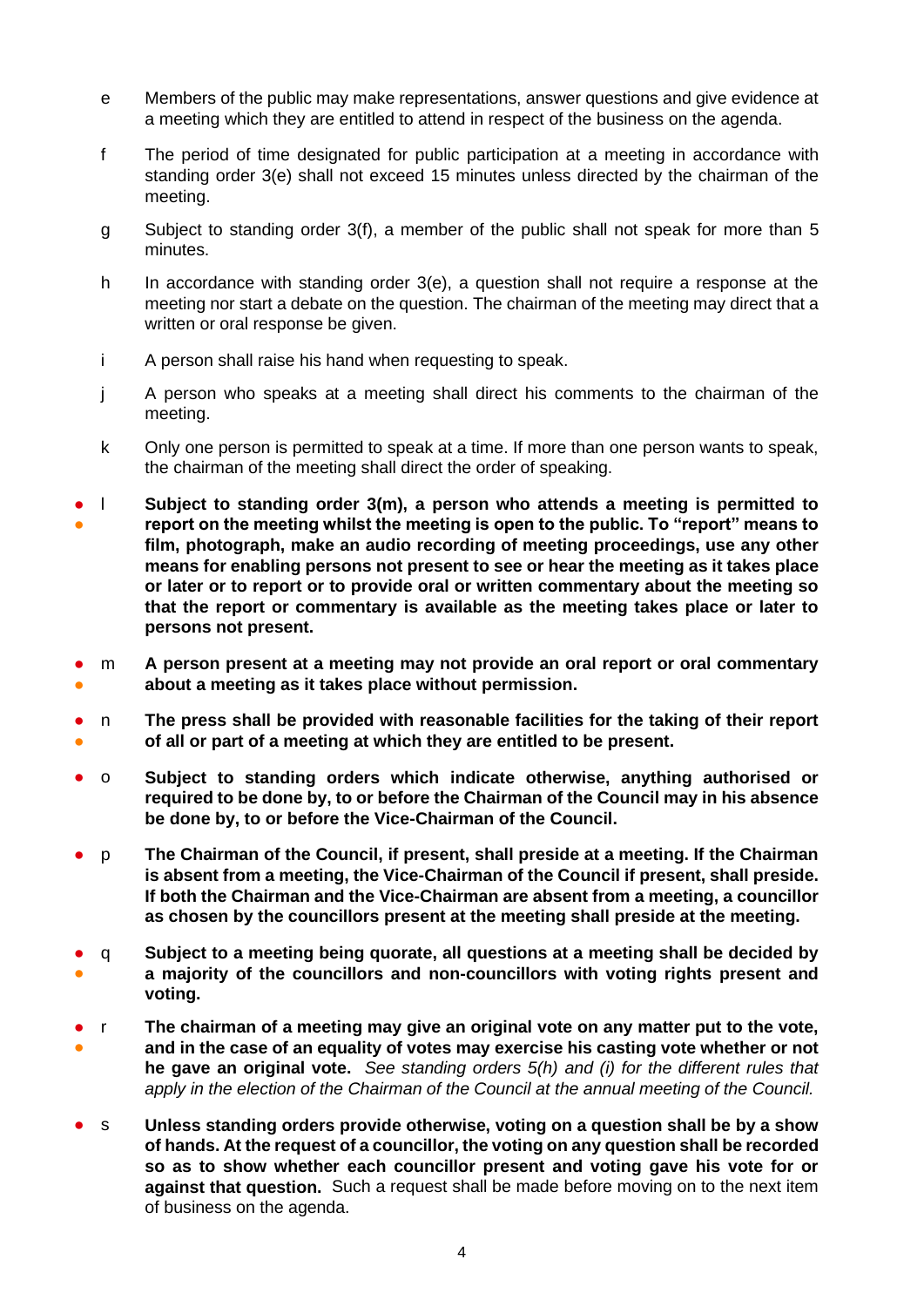e Members of the public may make representations, answer questions and give evidence at a meeting which they are entitled to attend in respect of the business on the agenda.

f The period of time designated for public participation at a meeting in accordance with standing order 3(e) shall not exceed 15 minutes unless directed by the chairman of the meeting.

g Subject to standing order 3(f), a member of the public shall not speak for more than 5 minutes.

h In accordance with standing order 3(e), a question shall not require a response at the meeting nor start a debate on the question. The chairman of the meeting may direct that a written or oral response be given.

i A person shall raise his hand when requesting to speak.

j A person who speaks at a meeting shall direct his comments to the chairman of the meeting.

k Only one person is permitted to speak at a time. If more than one person wants to speak, the chairman of the meeting shall direct the order of speaking.

● ● l **Subject to standing order 3(m), a person who attends a meeting is permitted to report on the meeting whilst the meeting is open to the public. To "report" means to film, photograph, make an audio recording of meeting proceedings, use any other means for enabling persons not present to see or hear the meeting as it takes place or later or to report or to provide oral or written commentary about the meeting so that the report or commentary is available as the meeting takes place or later to persons not present.**

● ● m **A person present at a meeting may not provide an oral report or oral commentary about a meeting as it takes place without permission.**

● ● n **The press shall be provided with reasonable facilities for the taking of their report of all or part of a meeting at which they are entitled to be present.**

● o **Subject to standing orders which indicate otherwise, anything authorised or required to be done by, to or before the Chairman of the Council may in his absence be done by, to or before the Vice-Chairman of the Council.**

● p **The Chairman of the Council, if present, shall preside at a meeting. If the Chairman is absent from a meeting, the Vice-Chairman of the Council if present, shall preside. If both the Chairman and the Vice-Chairman are absent from a meeting, a councillor as chosen by the councillors present at the meeting shall preside at the meeting.**

● ● q **Subject to a meeting being quorate, all questions at a meeting shall be decided by a majority of the councillors and non-councillors with voting rights present and voting.**

● ● r **The chairman of a meeting may give an original vote on any matter put to the vote, and in the case of an equality of votes may exercise his casting vote whether or not he gave an original vote.** *See standing orders 5(h) and (i) for the different rules that apply in the election of the Chairman of the Council at the annual meeting of the Council.*

● s **Unless standing orders provide otherwise, voting on a question shall be by a show of hands. At the request of a councillor, the voting on any question shall be recorded so as to show whether each councillor present and voting gave his vote for or against that question.** Such a request shall be made before moving on to the next item of business on the agenda.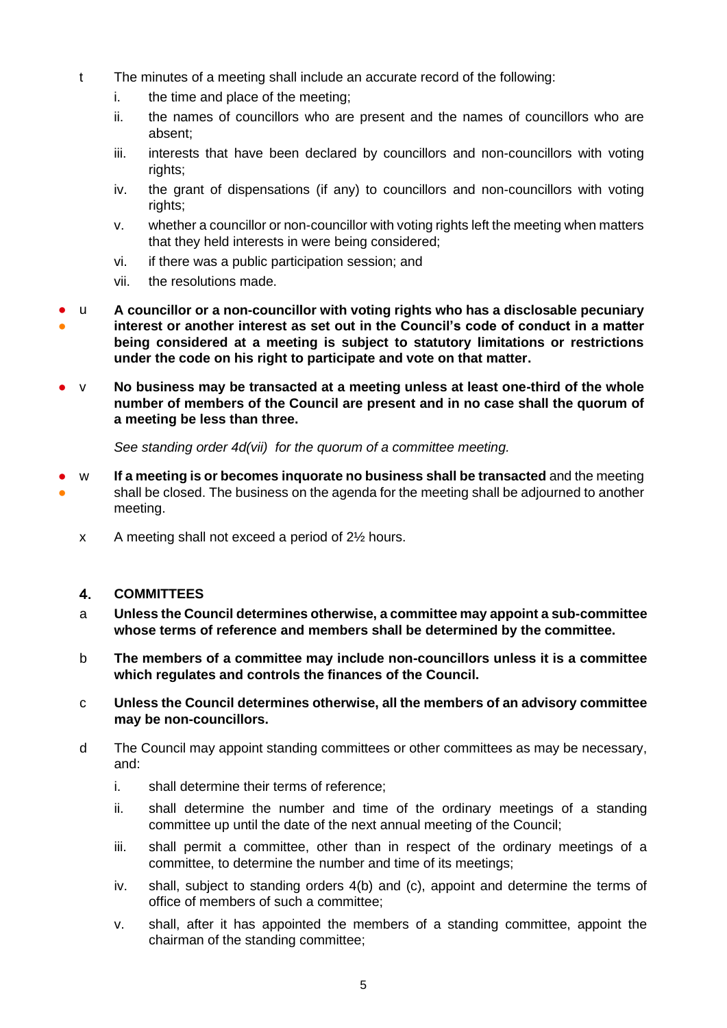t The minutes of a meeting shall include an accurate record of the following:

   i. the time and place of the meeting;
   ii. the names of councillors who are present and the names of councillors who are absent;
   iii. interests that have been declared by councillors and non-councillors with voting rights;
   iv. the grant of dispensations (if any) to councillors and non-councillors with voting rights;
   v. whether a councillor or non-councillor with voting rights left the meeting when matters that they held interests in were being considered;
   vi. if there was a public participation session; and
   vii. the resolutions made.

● ● u **A councillor or a non-councillor with voting rights who has a disclosable pecuniary interest or another interest as set out in the Council's code of conduct in a matter being considered at a meeting is subject to statutory limitations or restrictions under the code on his right to participate and vote on that matter.**

● v **No business may be transacted at a meeting unless at least one-third of the whole number of members of the Council are present and in no case shall the quorum of a meeting be less than three.**

*See standing order 4d(vii) for the quorum of a committee meeting.*

● ● w **If a meeting is or becomes inquorate no business shall be transacted** and the meeting shall be closed. The business on the agenda for the meeting shall be adjourned to another meeting.

x A meeting shall not exceed a period of 2½ hours.

## 4. COMMITTEES

a **Unless the Council determines otherwise, a committee may appoint a sub-committee whose terms of reference and members shall be determined by the committee.**

b **The members of a committee may include non-councillors unless it is a committee which regulates and controls the finances of the Council.**

c **Unless the Council determines otherwise, all the members of an advisory committee may be non-councillors.**

d The Council may appoint standing committees or other committees as may be necessary, and:

   i. shall determine their terms of reference;
   ii. shall determine the number and time of the ordinary meetings of a standing committee up until the date of the next annual meeting of the Council;
   iii. shall permit a committee, other than in respect of the ordinary meetings of a committee, to determine the number and time of its meetings;
   iv. shall, subject to standing orders 4(b) and (c), appoint and determine the terms of office of members of such a committee;
   v. shall, after it has appointed the members of a standing committee, appoint the chairman of the standing committee;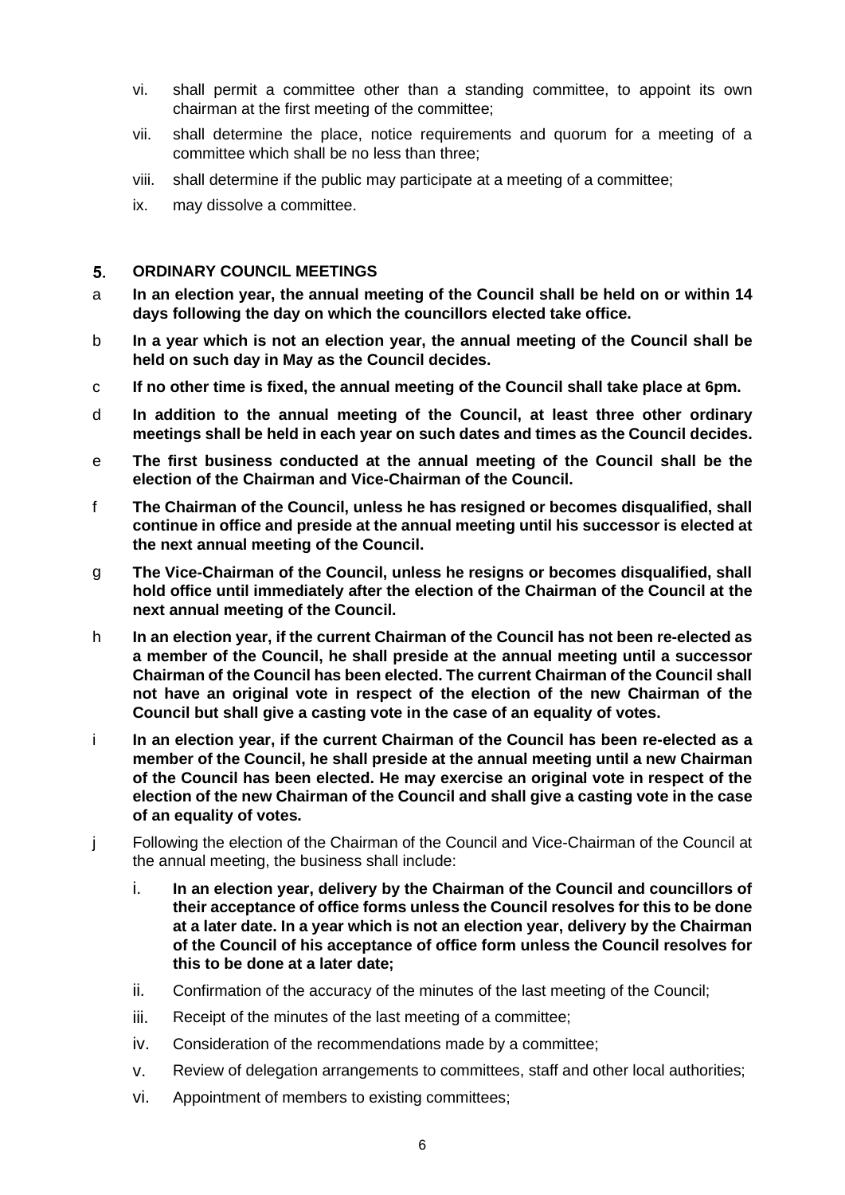vi. shall permit a committee other than a standing committee, to appoint its own chairman at the first meeting of the committee;

vii. shall determine the place, notice requirements and quorum for a meeting of a committee which shall be no less than three;

viii. shall determine if the public may participate at a meeting of a committee;

ix. may dissolve a committee.

## 5. ORDINARY COUNCIL MEETINGS

a **In an election year, the annual meeting of the Council shall be held on or within 14 days following the day on which the councillors elected take office.**

b **In a year which is not an election year, the annual meeting of the Council shall be held on such day in May as the Council decides.**

c **If no other time is fixed, the annual meeting of the Council shall take place at 6pm.**

d **In addition to the annual meeting of the Council, at least three other ordinary meetings shall be held in each year on such dates and times as the Council decides.**

e **The first business conducted at the annual meeting of the Council shall be the election of the Chairman and Vice-Chairman of the Council.**

f **The Chairman of the Council, unless he has resigned or becomes disqualified, shall continue in office and preside at the annual meeting until his successor is elected at the next annual meeting of the Council.**

g **The Vice-Chairman of the Council, unless he resigns or becomes disqualified, shall hold office until immediately after the election of the Chairman of the Council at the next annual meeting of the Council.**

h **In an election year, if the current Chairman of the Council has not been re-elected as a member of the Council, he shall preside at the annual meeting until a successor Chairman of the Council has been elected. The current Chairman of the Council shall not have an original vote in respect of the election of the new Chairman of the Council but shall give a casting vote in the case of an equality of votes.**

i **In an election year, if the current Chairman of the Council has been re-elected as a member of the Council, he shall preside at the annual meeting until a new Chairman of the Council has been elected. He may exercise an original vote in respect of the election of the new Chairman of the Council and shall give a casting vote in the case of an equality of votes.**

j Following the election of the Chairman of the Council and Vice-Chairman of the Council at the annual meeting, the business shall include:

i. **In an election year, delivery by the Chairman of the Council and councillors of their acceptance of office forms unless the Council resolves for this to be done at a later date. In a year which is not an election year, delivery by the Chairman of the Council of his acceptance of office form unless the Council resolves for this to be done at a later date;**

ii. Confirmation of the accuracy of the minutes of the last meeting of the Council;

iii. Receipt of the minutes of the last meeting of a committee;

iv. Consideration of the recommendations made by a committee;

v. Review of delegation arrangements to committees, staff and other local authorities;

vi. Appointment of members to existing committees;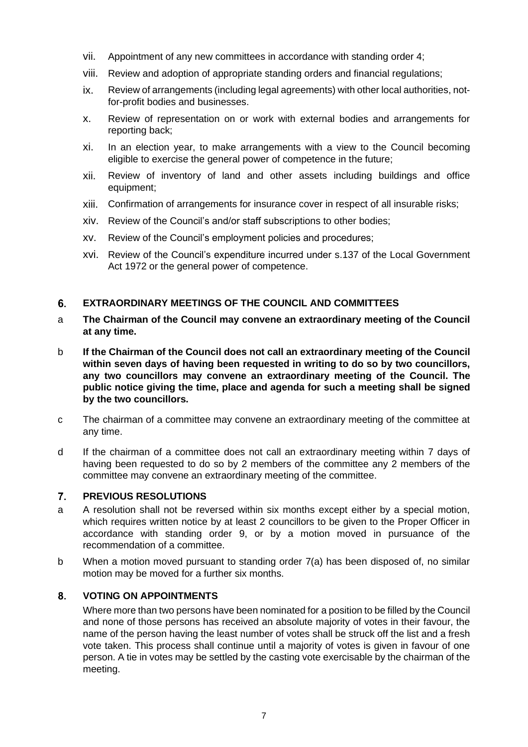vii. Appointment of any new committees in accordance with standing order 4;

viii. Review and adoption of appropriate standing orders and financial regulations;

ix. Review of arrangements (including legal agreements) with other local authorities, not-for-profit bodies and businesses.

x. Review of representation on or work with external bodies and arrangements for reporting back;

xi. In an election year, to make arrangements with a view to the Council becoming eligible to exercise the general power of competence in the future;

xii. Review of inventory of land and other assets including buildings and office equipment;

xiii. Confirmation of arrangements for insurance cover in respect of all insurable risks;

xiv. Review of the Council's and/or staff subscriptions to other bodies;

xv. Review of the Council's employment policies and procedures;

xvi. Review of the Council's expenditure incurred under s.137 of the Local Government Act 1972 or the general power of competence.

## 6. EXTRAORDINARY MEETINGS OF THE COUNCIL AND COMMITTEES

a **The Chairman of the Council may convene an extraordinary meeting of the Council at any time.**

b **If the Chairman of the Council does not call an extraordinary meeting of the Council within seven days of having been requested in writing to do so by two councillors, any two councillors may convene an extraordinary meeting of the Council. The public notice giving the time, place and agenda for such a meeting shall be signed by the two councillors.**

c The chairman of a committee may convene an extraordinary meeting of the committee at any time.

d If the chairman of a committee does not call an extraordinary meeting within 7 days of having been requested to do so by 2 members of the committee any 2 members of the committee may convene an extraordinary meeting of the committee.

## 7. PREVIOUS RESOLUTIONS

a A resolution shall not be reversed within six months except either by a special motion, which requires written notice by at least 2 councillors to be given to the Proper Officer in accordance with standing order 9, or by a motion moved in pursuance of the recommendation of a committee.

b When a motion moved pursuant to standing order 7(a) has been disposed of, no similar motion may be moved for a further six months.

## 8. VOTING ON APPOINTMENTS

Where more than two persons have been nominated for a position to be filled by the Council and none of those persons has received an absolute majority of votes in their favour, the name of the person having the least number of votes shall be struck off the list and a fresh vote taken. This process shall continue until a majority of votes is given in favour of one person. A tie in votes may be settled by the casting vote exercisable by the chairman of the meeting.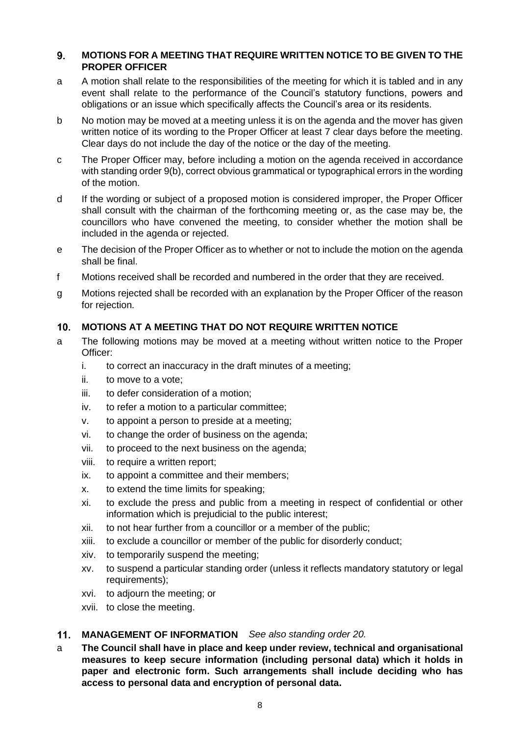## 9. MOTIONS FOR A MEETING THAT REQUIRE WRITTEN NOTICE TO BE GIVEN TO THE PROPER OFFICER

a A motion shall relate to the responsibilities of the meeting for which it is tabled and in any event shall relate to the performance of the Council's statutory functions, powers and obligations or an issue which specifically affects the Council's area or its residents.

b No motion may be moved at a meeting unless it is on the agenda and the mover has given written notice of its wording to the Proper Officer at least 7 clear days before the meeting. Clear days do not include the day of the notice or the day of the meeting.

c The Proper Officer may, before including a motion on the agenda received in accordance with standing order 9(b), correct obvious grammatical or typographical errors in the wording of the motion.

d If the wording or subject of a proposed motion is considered improper, the Proper Officer shall consult with the chairman of the forthcoming meeting or, as the case may be, the councillors who have convened the meeting, to consider whether the motion shall be included in the agenda or rejected.

e The decision of the Proper Officer as to whether or not to include the motion on the agenda shall be final.

f Motions received shall be recorded and numbered in the order that they are received.

g Motions rejected shall be recorded with an explanation by the Proper Officer of the reason for rejection.

## 10. MOTIONS AT A MEETING THAT DO NOT REQUIRE WRITTEN NOTICE

a The following motions may be moved at a meeting without written notice to the Proper Officer:

i. to correct an inaccuracy in the draft minutes of a meeting;
ii. to move to a vote;
iii. to defer consideration of a motion;
iv. to refer a motion to a particular committee;
v. to appoint a person to preside at a meeting;
vi. to change the order of business on the agenda;
vii. to proceed to the next business on the agenda;
viii. to require a written report;
ix. to appoint a committee and their members;
x. to extend the time limits for speaking;
xi. to exclude the press and public from a meeting in respect of confidential or other information which is prejudicial to the public interest;
xii. to not hear further from a councillor or a member of the public;
xiii. to exclude a councillor or member of the public for disorderly conduct;
xiv. to temporarily suspend the meeting;
xv. to suspend a particular standing order (unless it reflects mandatory statutory or legal requirements);
xvi. to adjourn the meeting; or
xvii. to close the meeting.

## 11. MANAGEMENT OF INFORMATION *See also standing order 20.*

a **The Council shall have in place and keep under review, technical and organisational measures to keep secure information (including personal data) which it holds in paper and electronic form. Such arrangements shall include deciding who has access to personal data and encryption of personal data.**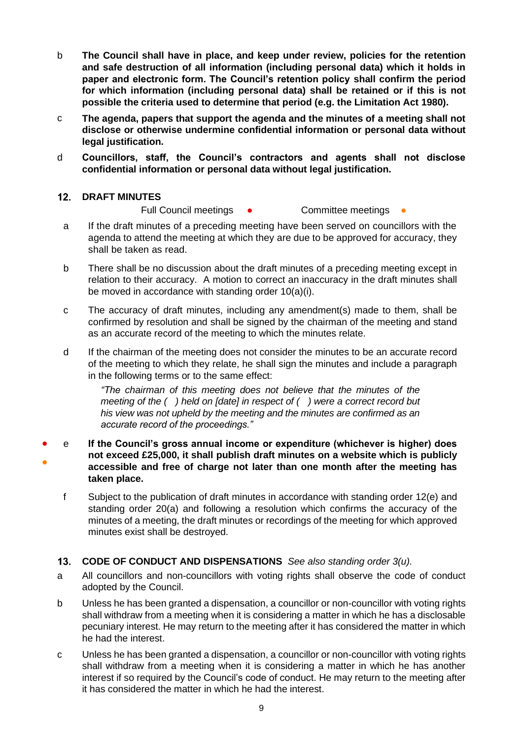b **The Council shall have in place, and keep under review, policies for the retention and safe destruction of all information (including personal data) which it holds in paper and electronic form. The Council's retention policy shall confirm the period for which information (including personal data) shall be retained or if this is not possible the criteria used to determine that period (e.g. the Limitation Act 1980).**

c **The agenda, papers that support the agenda and the minutes of a meeting shall not disclose or otherwise undermine confidential information or personal data without legal justification.**

d **Councillors, staff, the Council's contractors and agents shall not disclose confidential information or personal data without legal justification.**

## 12. DRAFT MINUTES

Full Council meetings ● Committee meetings ●

a If the draft minutes of a preceding meeting have been served on councillors with the agenda to attend the meeting at which they are due to be approved for accuracy, they shall be taken as read.

b There shall be no discussion about the draft minutes of a preceding meeting except in relation to their accuracy. A motion to correct an inaccuracy in the draft minutes shall be moved in accordance with standing order 10(a)(i).

c The accuracy of draft minutes, including any amendment(s) made to them, shall be confirmed by resolution and shall be signed by the chairman of the meeting and stand as an accurate record of the meeting to which the minutes relate.

d If the chairman of the meeting does not consider the minutes to be an accurate record of the meeting to which they relate, he shall sign the minutes and include a paragraph in the following terms or to the same effect:

*"The chairman of this meeting does not believe that the minutes of the meeting of the ( ) held on [date] in respect of ( ) were a correct record but his view was not upheld by the meeting and the minutes are confirmed as an accurate record of the proceedings."*

● ● e **If the Council's gross annual income or expenditure (whichever is higher) does not exceed £25,000, it shall publish draft minutes on a website which is publicly accessible and free of charge not later than one month after the meeting has taken place.**

f Subject to the publication of draft minutes in accordance with standing order 12(e) and standing order 20(a) and following a resolution which confirms the accuracy of the minutes of a meeting, the draft minutes or recordings of the meeting for which approved minutes exist shall be destroyed.

## 13. CODE OF CONDUCT AND DISPENSATIONS *See also standing order 3(u).*

a All councillors and non-councillors with voting rights shall observe the code of conduct adopted by the Council.

b Unless he has been granted a dispensation, a councillor or non-councillor with voting rights shall withdraw from a meeting when it is considering a matter in which he has a disclosable pecuniary interest. He may return to the meeting after it has considered the matter in which he had the interest.

c Unless he has been granted a dispensation, a councillor or non-councillor with voting rights shall withdraw from a meeting when it is considering a matter in which he has another interest if so required by the Council's code of conduct. He may return to the meeting after it has considered the matter in which he had the interest.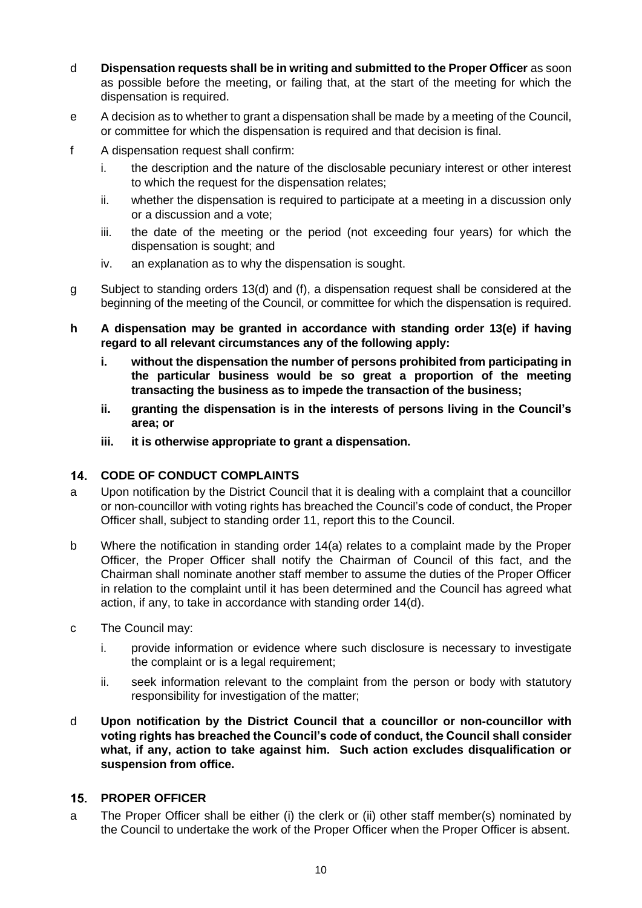d **Dispensation requests shall be in writing and submitted to the Proper Officer** as soon as possible before the meeting, or failing that, at the start of the meeting for which the dispensation is required.

e A decision as to whether to grant a dispensation shall be made by a meeting of the Council, or committee for which the dispensation is required and that decision is final.

f A dispensation request shall confirm:

i. the description and the nature of the disclosable pecuniary interest or other interest to which the request for the dispensation relates;

ii. whether the dispensation is required to participate at a meeting in a discussion only or a discussion and a vote;

iii. the date of the meeting or the period (not exceeding four years) for which the dispensation is sought; and

iv. an explanation as to why the dispensation is sought.

g Subject to standing orders 13(d) and (f), a dispensation request shall be considered at the beginning of the meeting of the Council, or committee for which the dispensation is required.

**h A dispensation may be granted in accordance with standing order 13(e) if having regard to all relevant circumstances any of the following apply:**

**i. without the dispensation the number of persons prohibited from participating in the particular business would be so great a proportion of the meeting transacting the business as to impede the transaction of the business;**

**ii. granting the dispensation is in the interests of persons living in the Council's area; or**

**iii. it is otherwise appropriate to grant a dispensation.**

## 14. CODE OF CONDUCT COMPLAINTS

a Upon notification by the District Council that it is dealing with a complaint that a councillor or non-councillor with voting rights has breached the Council's code of conduct, the Proper Officer shall, subject to standing order 11, report this to the Council.

b Where the notification in standing order 14(a) relates to a complaint made by the Proper Officer, the Proper Officer shall notify the Chairman of Council of this fact, and the Chairman shall nominate another staff member to assume the duties of the Proper Officer in relation to the complaint until it has been determined and the Council has agreed what action, if any, to take in accordance with standing order 14(d).

c The Council may:

i. provide information or evidence where such disclosure is necessary to investigate the complaint or is a legal requirement;

ii. seek information relevant to the complaint from the person or body with statutory responsibility for investigation of the matter;

d **Upon notification by the District Council that a councillor or non-councillor with voting rights has breached the Council's code of conduct, the Council shall consider what, if any, action to take against him. Such action excludes disqualification or suspension from office.**

## 15. PROPER OFFICER

a The Proper Officer shall be either (i) the clerk or (ii) other staff member(s) nominated by the Council to undertake the work of the Proper Officer when the Proper Officer is absent.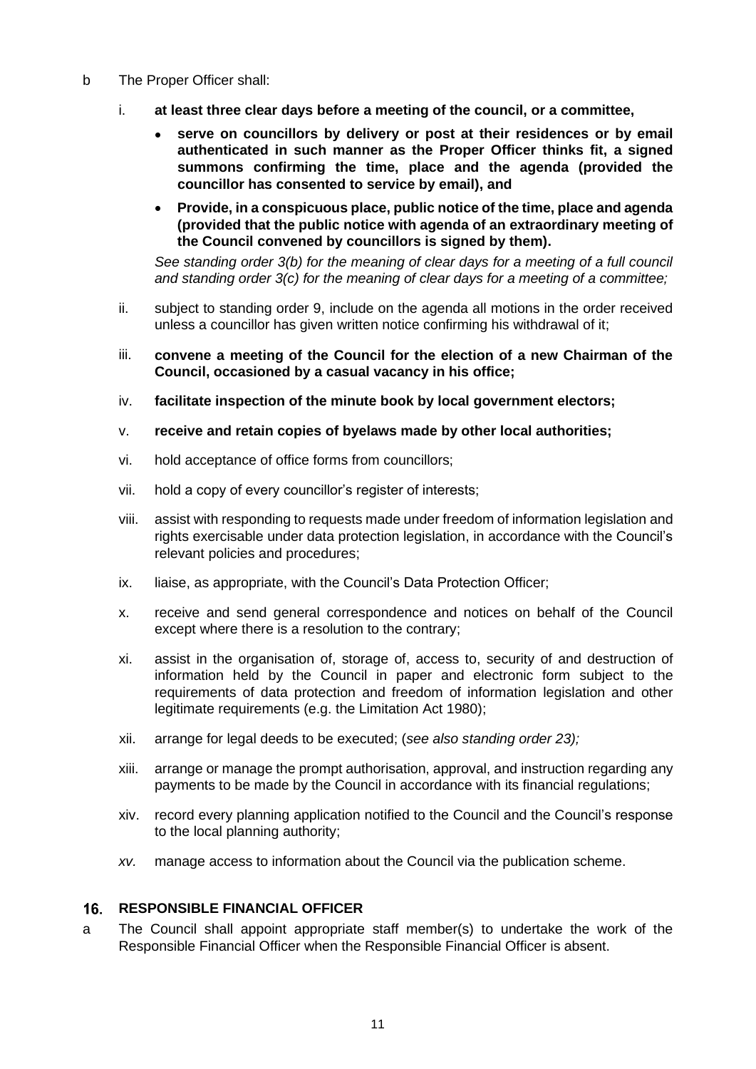b The Proper Officer shall:

i. **at least three clear days before a meeting of the council, or a committee,**

- **serve on councillors by delivery or post at their residences or by email authenticated in such manner as the Proper Officer thinks fit, a signed summons confirming the time, place and the agenda (provided the councillor has consented to service by email), and**
- **Provide, in a conspicuous place, public notice of the time, place and agenda (provided that the public notice with agenda of an extraordinary meeting of the Council convened by councillors is signed by them).**

*See standing order 3(b) for the meaning of clear days for a meeting of a full council and standing order 3(c) for the meaning of clear days for a meeting of a committee;*

ii. subject to standing order 9, include on the agenda all motions in the order received unless a councillor has given written notice confirming his withdrawal of it;

iii. **convene a meeting of the Council for the election of a new Chairman of the Council, occasioned by a casual vacancy in his office;**

iv. **facilitate inspection of the minute book by local government electors;**

v. **receive and retain copies of byelaws made by other local authorities;**

vi. hold acceptance of office forms from councillors;

vii. hold a copy of every councillor's register of interests;

viii. assist with responding to requests made under freedom of information legislation and rights exercisable under data protection legislation, in accordance with the Council's relevant policies and procedures;

ix. liaise, as appropriate, with the Council's Data Protection Officer;

x. receive and send general correspondence and notices on behalf of the Council except where there is a resolution to the contrary;

xi. assist in the organisation of, storage of, access to, security of and destruction of information held by the Council in paper and electronic form subject to the requirements of data protection and freedom of information legislation and other legitimate requirements (e.g. the Limitation Act 1980);

xii. arrange for legal deeds to be executed; (*see also standing order 23);*

xiii. arrange or manage the prompt authorisation, approval, and instruction regarding any payments to be made by the Council in accordance with its financial regulations;

xiv. record every planning application notified to the Council and the Council's response to the local planning authority;

*xv.* manage access to information about the Council via the publication scheme.

## 16. RESPONSIBLE FINANCIAL OFFICER

a The Council shall appoint appropriate staff member(s) to undertake the work of the Responsible Financial Officer when the Responsible Financial Officer is absent.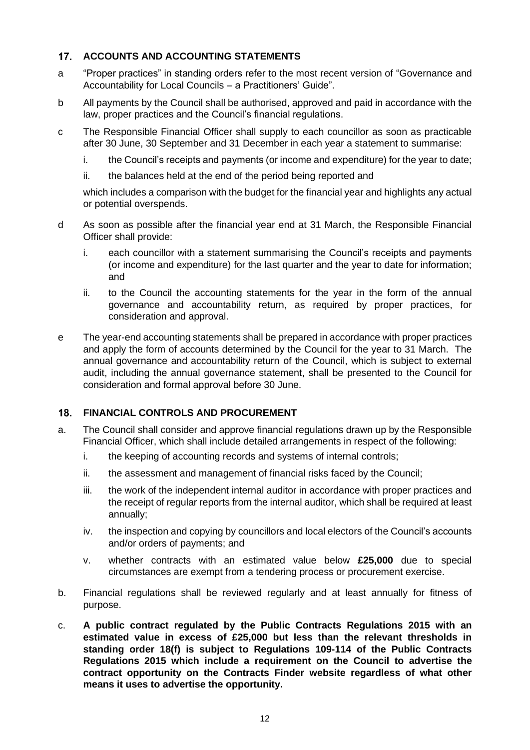## 17. ACCOUNTS AND ACCOUNTING STATEMENTS

a "Proper practices" in standing orders refer to the most recent version of "Governance and Accountability for Local Councils – a Practitioners' Guide".

b All payments by the Council shall be authorised, approved and paid in accordance with the law, proper practices and the Council's financial regulations.

c The Responsible Financial Officer shall supply to each councillor as soon as practicable after 30 June, 30 September and 31 December in each year a statement to summarise:

   i. the Council's receipts and payments (or income and expenditure) for the year to date;

   ii. the balances held at the end of the period being reported and

   which includes a comparison with the budget for the financial year and highlights any actual or potential overspends.

d As soon as possible after the financial year end at 31 March, the Responsible Financial Officer shall provide:

   i. each councillor with a statement summarising the Council's receipts and payments (or income and expenditure) for the last quarter and the year to date for information; and

   ii. to the Council the accounting statements for the year in the form of the annual governance and accountability return, as required by proper practices, for consideration and approval.

e The year-end accounting statements shall be prepared in accordance with proper practices and apply the form of accounts determined by the Council for the year to 31 March. The annual governance and accountability return of the Council, which is subject to external audit, including the annual governance statement, shall be presented to the Council for consideration and formal approval before 30 June.

## 18. FINANCIAL CONTROLS AND PROCUREMENT

a. The Council shall consider and approve financial regulations drawn up by the Responsible Financial Officer, which shall include detailed arrangements in respect of the following:

   i. the keeping of accounting records and systems of internal controls;

   ii. the assessment and management of financial risks faced by the Council;

   iii. the work of the independent internal auditor in accordance with proper practices and the receipt of regular reports from the internal auditor, which shall be required at least annually;

   iv. the inspection and copying by councillors and local electors of the Council's accounts and/or orders of payments; and

   v. whether contracts with an estimated value below **£25,000** due to special circumstances are exempt from a tendering process or procurement exercise.

b. Financial regulations shall be reviewed regularly and at least annually for fitness of purpose.

c. **A public contract regulated by the Public Contracts Regulations 2015 with an estimated value in excess of £25,000 but less than the relevant thresholds in standing order 18(f) is subject to Regulations 109-114 of the Public Contracts Regulations 2015 which include a requirement on the Council to advertise the contract opportunity on the Contracts Finder website regardless of what other means it uses to advertise the opportunity.**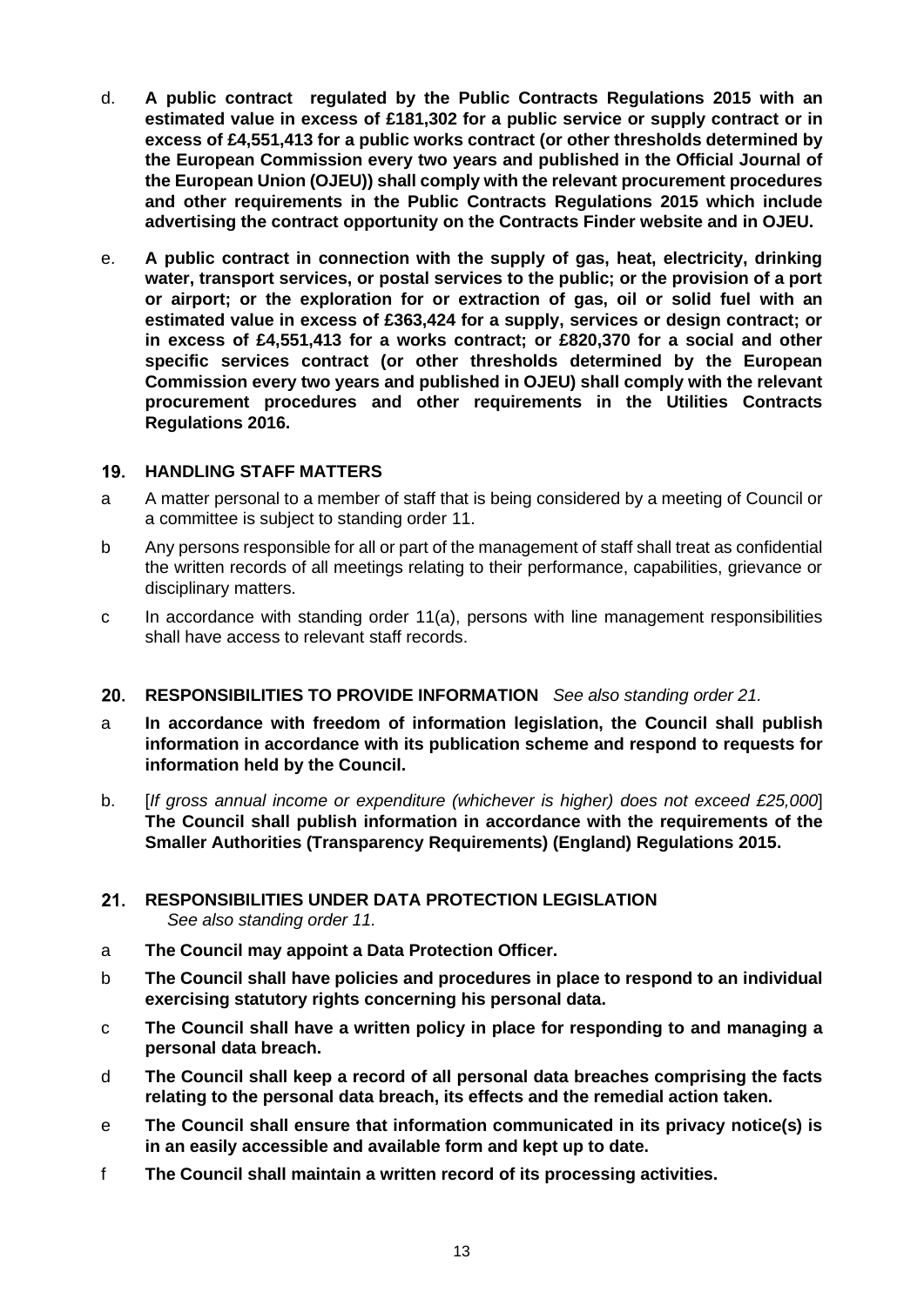d. **A public contract regulated by the Public Contracts Regulations 2015 with an estimated value in excess of £181,302 for a public service or supply contract or in excess of £4,551,413 for a public works contract (or other thresholds determined by the European Commission every two years and published in the Official Journal of the European Union (OJEU)) shall comply with the relevant procurement procedures and other requirements in the Public Contracts Regulations 2015 which include advertising the contract opportunity on the Contracts Finder website and in OJEU.**

e. **A public contract in connection with the supply of gas, heat, electricity, drinking water, transport services, or postal services to the public; or the provision of a port or airport; or the exploration for or extraction of gas, oil or solid fuel with an estimated value in excess of £363,424 for a supply, services or design contract; or in excess of £4,551,413 for a works contract; or £820,370 for a social and other specific services contract (or other thresholds determined by the European Commission every two years and published in OJEU) shall comply with the relevant procurement procedures and other requirements in the Utilities Contracts Regulations 2016.**

## 19. HANDLING STAFF MATTERS

a A matter personal to a member of staff that is being considered by a meeting of Council or a committee is subject to standing order 11.

b Any persons responsible for all or part of the management of staff shall treat as confidential the written records of all meetings relating to their performance, capabilities, grievance or disciplinary matters.

c In accordance with standing order 11(a), persons with line management responsibilities shall have access to relevant staff records.

## 20. RESPONSIBILITIES TO PROVIDE INFORMATION *See also standing order 21.*

a **In accordance with freedom of information legislation, the Council shall publish information in accordance with its publication scheme and respond to requests for information held by the Council.**

b. [*If gross annual income or expenditure (whichever is higher) does not exceed £25,000*] **The Council shall publish information in accordance with the requirements of the Smaller Authorities (Transparency Requirements) (England) Regulations 2015.**

## 21. RESPONSIBILITIES UNDER DATA PROTECTION LEGISLATION

*See also standing order 11.*

a **The Council may appoint a Data Protection Officer.**

b **The Council shall have policies and procedures in place to respond to an individual exercising statutory rights concerning his personal data.**

c **The Council shall have a written policy in place for responding to and managing a personal data breach.**

d **The Council shall keep a record of all personal data breaches comprising the facts relating to the personal data breach, its effects and the remedial action taken.**

e **The Council shall ensure that information communicated in its privacy notice(s) is in an easily accessible and available form and kept up to date.**

f **The Council shall maintain a written record of its processing activities.**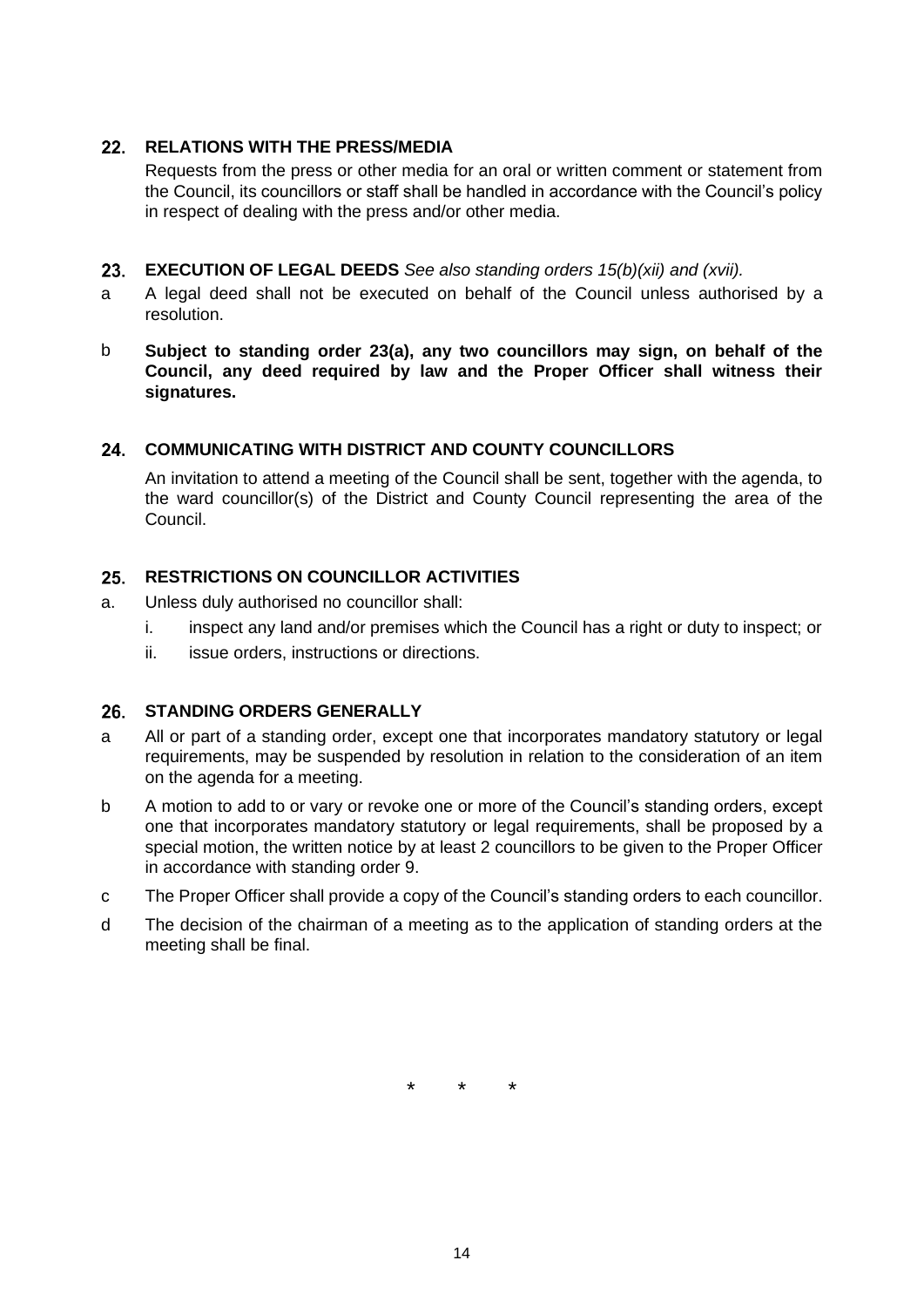## 22. RELATIONS WITH THE PRESS/MEDIA

Requests from the press or other media for an oral or written comment or statement from the Council, its councillors or staff shall be handled in accordance with the Council's policy in respect of dealing with the press and/or other media.

## 23. EXECUTION OF LEGAL DEEDS *See also standing orders 15(b)(xii) and (xvii).*

a A legal deed shall not be executed on behalf of the Council unless authorised by a resolution.

b **Subject to standing order 23(a), any two councillors may sign, on behalf of the Council, any deed required by law and the Proper Officer shall witness their signatures.**

## 24. COMMUNICATING WITH DISTRICT AND COUNTY COUNCILLORS

An invitation to attend a meeting of the Council shall be sent, together with the agenda, to the ward councillor(s) of the District and County Council representing the area of the Council.

## 25. RESTRICTIONS ON COUNCILLOR ACTIVITIES

a. Unless duly authorised no councillor shall:

   i. inspect any land and/or premises which the Council has a right or duty to inspect; or

   ii. issue orders, instructions or directions.

## 26. STANDING ORDERS GENERALLY

a All or part of a standing order, except one that incorporates mandatory statutory or legal requirements, may be suspended by resolution in relation to the consideration of an item on the agenda for a meeting.

b A motion to add to or vary or revoke one or more of the Council's standing orders, except one that incorporates mandatory statutory or legal requirements, shall be proposed by a special motion, the written notice by at least 2 councillors to be given to the Proper Officer in accordance with standing order 9.

c The Proper Officer shall provide a copy of the Council's standing orders to each councillor.

d The decision of the chairman of a meeting as to the application of standing orders at the meeting shall be final.

\* \* \*